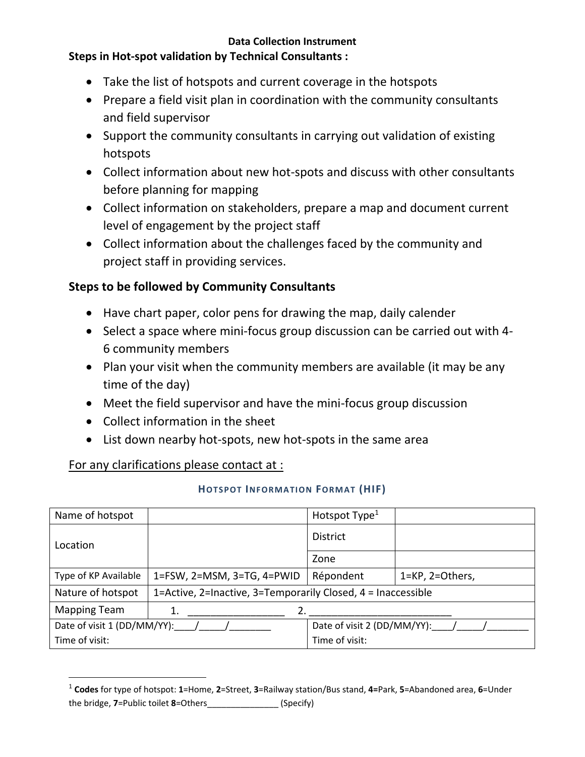**Data Collection Instrument**

**Steps in Hot-spot validation by Technical Consultants :**

- Take the list of hotspots and current coverage in the hotspots
- Prepare a field visit plan in coordination with the community consultants and field supervisor
- Support the community consultants in carrying out validation of existing hotspots
- Collect information about new hot-spots and discuss with other consultants before planning for mapping
- Collect information on stakeholders, prepare a map and document current level of engagement by the project staff
- Collect information about the challenges faced by the community and project staff in providing services.

**Steps to be followed by Community Consultants**

- Have chart paper, color pens for drawing the map, daily calender
- Select a space where mini-focus group discussion can be carried out with 4-6 community members
- Plan your visit when the community members are available (it may be any time of the day)
- Meet the field supervisor and have the mini-focus group discussion
- Collect information in the sheet
- List down nearby hot-spots, new hot-spots in the same area

For any clarifications please contact at :

## HOTSPOT INFORMATION FORMAT (HIF)

| Name of hotspot | | Hotspot Type[1] | |
|---|---|---|---|
| Location | | District | |
| | | Zone | |
| Type of KP Available | 1=FSW, 2=MSM, 3=TG, 4=PWID | Répondent | 1=KP, 2=Others, |
| Nature of hotspot | 1=Active, 2=Inactive, 3=Temporarily Closed, 4 = Inaccessible | | |
| Mapping Team | 1. _________________ 2. ___________________________ | | |
| Date of visit 1 (DD/MM/YY):____/_____/________ Time of visit: | | Date of visit 2 (DD/MM/YY):____/_____/________ Time of visit: | |

[1] **Codes** for type of hotspot: **1**=Home, **2**=Street, **3**=Railway station/Bus stand, **4**=Park, **5**=Abandoned area, **6**=Under the bridge, **7**=Public toilet **8**=Others_______________ (Specify)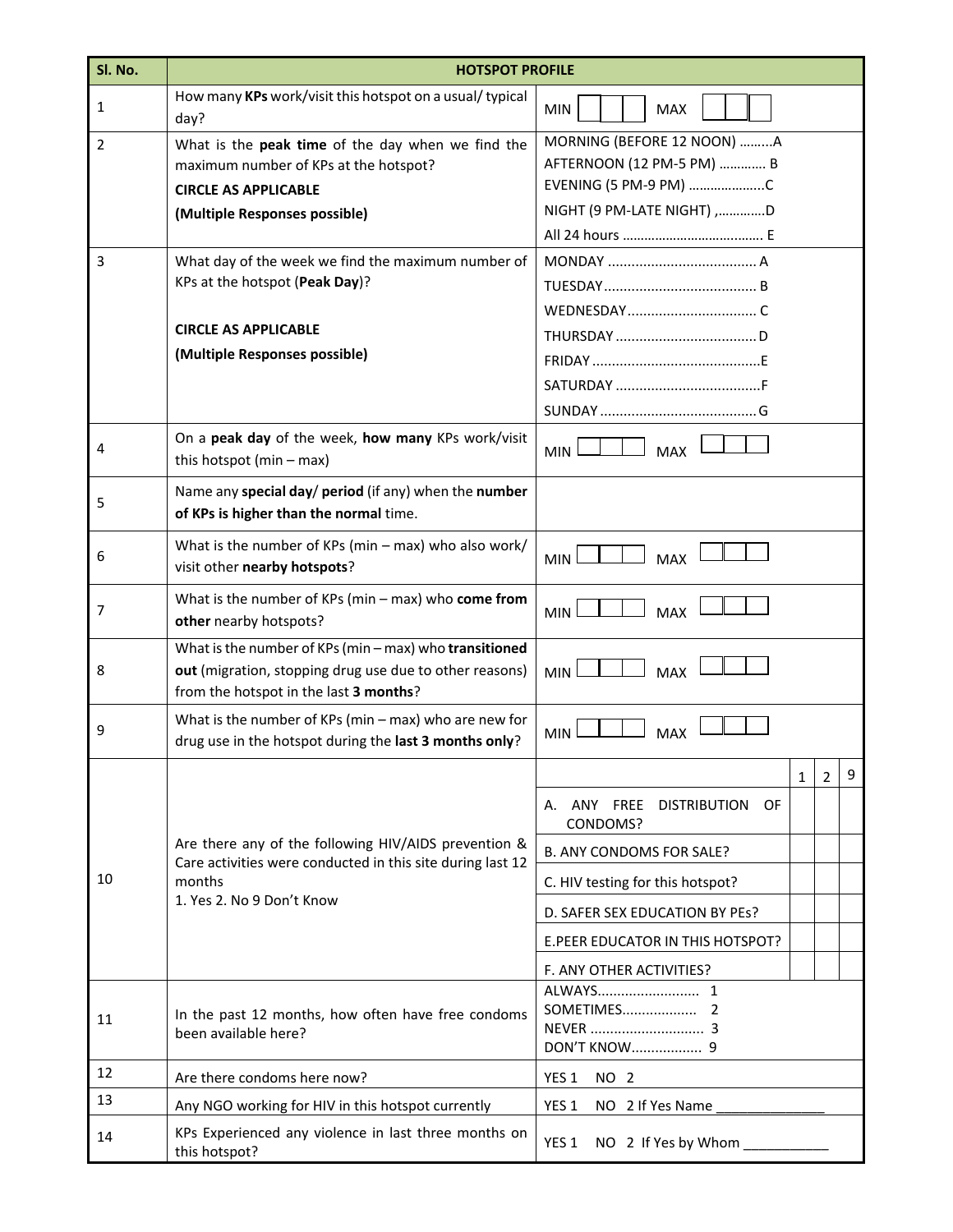| Sl. No. | HOTSPOT PROFILE | | | | |
|---|---|---|---|---|---|
| 1 | How many **KPs** work/visit this hotspot on a usual/ typical day? | MIN ☐☐☐ MAX ☐☐☐ | | | |
| 2 | What is the **peak time** of the day when we find the maximum number of KPs at the hotspot?<br>**CIRCLE AS APPLICABLE**<br>**(Multiple Responses possible)** | MORNING (BEFORE 12 NOON) .........A<br>AFTERNOON (12 PM-5 PM) ............. B<br>EVENING (5 PM-9 PM) .....................C<br>NIGHT (9 PM-LATE NIGHT) ,.............D<br>All 24 hours ....................................... E | | | |
| 3 | What day of the week we find the maximum number of KPs at the hotspot (**Peak Day**)?<br>**CIRCLE AS APPLICABLE**<br>**(Multiple Responses possible)** | MONDAY ...................................... A<br>TUESDAY....................................... B<br>WEDNESDAY................................. C<br>THURSDAY .................................... D<br>FRIDAY ...........................................E<br>SATURDAY .....................................F<br>SUNDAY ........................................ G | | | |
| 4 | On a **peak day** of the week, **how many** KPs work/visit this hotspot (min – max) | MIN ☐☐☐ MAX ☐☐☐ | | | |
| 5 | Name any **special day**/ **period** (if any) when the **number of KPs is higher than the normal** time. | | | | |
| 6 | What is the number of KPs (min – max) who also work/ visit other **nearby hotspots**? | MIN ☐☐☐ MAX ☐☐☐ | | | |
| 7 | What is the number of KPs (min – max) who **come from other** nearby hotspots? | MIN ☐☐☐ MAX ☐☐☐ | | | |
| 8 | What is the number of KPs (min – max) who **transitioned out** (migration, stopping drug use due to other reasons) from the hotspot in the last **3 months**? | MIN ☐☐☐ MAX ☐☐☐ | | | |
| 9 | What is the number of KPs (min – max) who are new for drug use in the hotspot during the **last 3 months only**? | MIN ☐☐☐ MAX ☐☐☐ | | | |
| 10 | Are there any of the following HIV/AIDS prevention & Care activities were conducted in this site during last 12 months<br>1. Yes 2. No 9 Don't Know | | 1 | 2 | 9 |
| | | A. ANY FREE DISTRIBUTION OF CONDOMS? | | | |
| | | B. ANY CONDOMS FOR SALE? | | | |
| | | C. HIV testing for this hotspot? | | | |
| | | D. SAFER SEX EDUCATION BY PEs? | | | |
| | | E.PEER EDUCATOR IN THIS HOTSPOT? | | | |
| | | F. ANY OTHER ACTIVITIES? | | | |
| 11 | In the past 12 months, how often have free condoms been available here? | ALWAYS.......................... 1<br>SOMETIMES................... 2<br>NEVER ............................ 3<br>DON'T KNOW.................. 9 | | | |
| 12 | Are there condoms here now? | YES 1 NO 2 | | | |
| 13 | Any NGO working for HIV in this hotspot currently | YES 1 NO 2 If Yes Name _______________ | | | |
| 14 | KPs Experienced any violence in last three months on this hotspot? | YES 1 NO 2 If Yes by Whom ____________ | | | |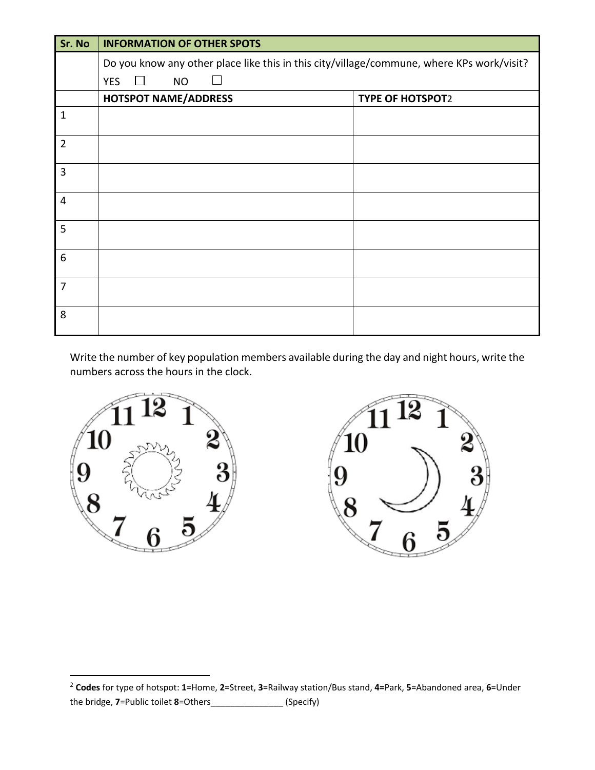| Sr. No | INFORMATION OF OTHER SPOTS | |
|---|---|---|
| | Do you know any other place like this in this city/village/commune, where KPs work/visit?<br>YES ☐ NO ☐ | |
| | **HOTSPOT NAME/ADDRESS** | **TYPE OF HOTSPOT**[2] |
| 1 | | |
| 2 | | |
| 3 | | |
| 4 | | |
| 5 | | |
| 6 | | |
| 7 | | |
| 8 | | |

Write the number of key population members available during the day and night hours, write the numbers across the hours in the clock.

12 1 2 3 4 5 6 7 8 9 10 11

12 1 2 3 4 5 6 7 8 9 10 11

[2] **Codes** for type of hotspot: **1**=Home, **2**=Street, **3**=Railway station/Bus stand, **4=**Park, **5**=Abandoned area, **6**=Under the bridge, **7**=Public toilet **8**=Others_______________ (Specify)